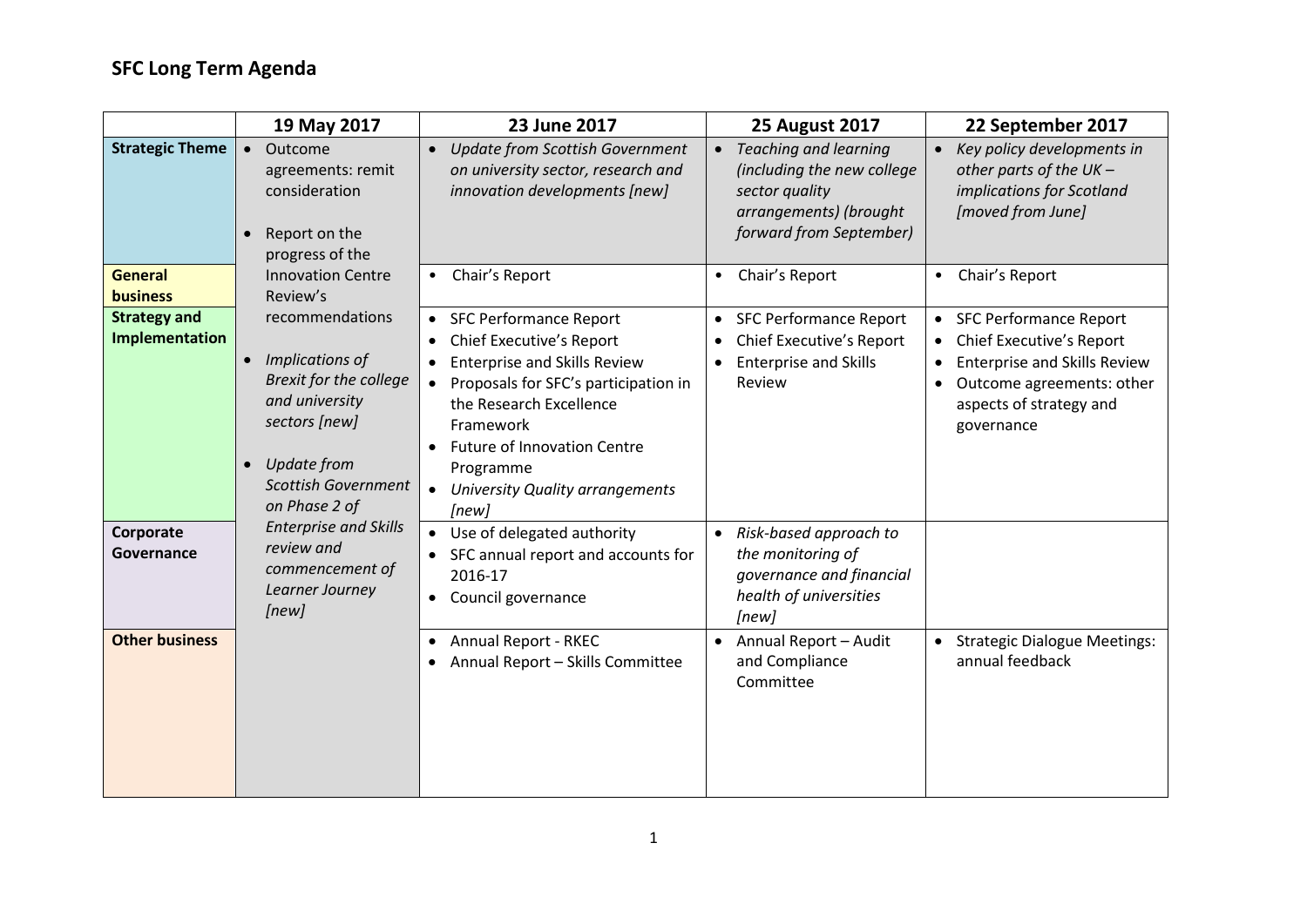# SFC Long Term Agenda

| | 19 May 2017 | 23 June 2017 | 25 August 2017 | 22 September 2017 |
|---|---|---|---|---|
| **Strategic Theme** | • Outcome agreements: remit consideration<br>• Report on the progress of the Innovation Centre Review's recommendations<br>• *Implications of Brexit for the college and university sectors [new]*<br>• *Update from Scottish Government on Phase 2 of Enterprise and Skills review and commencement of Learner Journey [new]* | • *Update from Scottish Government on university sector, research and innovation developments [new]* | • *Teaching and learning (including the new college sector quality arrangements) (brought forward from September)* | • *Key policy developments in other parts of the UK – implications for Scotland [moved from June]* |
| **General business** | | • Chair's Report | • Chair's Report | • Chair's Report |
| **Strategy and Implementation** | | • SFC Performance Report<br>• Chief Executive's Report<br>• Enterprise and Skills Review<br>• Proposals for SFC's participation in the Research Excellence Framework<br>• Future of Innovation Centre Programme<br>• *University Quality arrangements [new]* | • SFC Performance Report<br>• Chief Executive's Report<br>• Enterprise and Skills Review | • SFC Performance Report<br>• Chief Executive's Report<br>• Enterprise and Skills Review<br>• Outcome agreements: other aspects of strategy and governance |
| **Corporate Governance** | | • Use of delegated authority<br>• SFC annual report and accounts for 2016-17<br>• Council governance | • *Risk-based approach to the monitoring of governance and financial health of universities [new]* | |
| **Other business** | | • Annual Report - RKEC<br>• Annual Report – Skills Committee | • Annual Report – Audit and Compliance Committee | • Strategic Dialogue Meetings: annual feedback |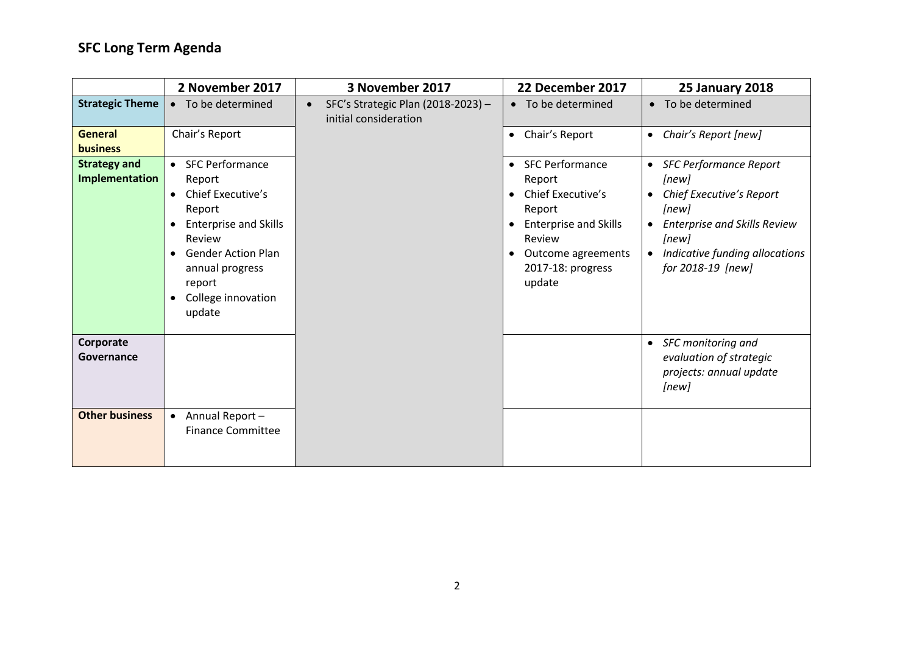## SFC Long Term Agenda

| | 2 November 2017 | 3 November 2017 | 22 December 2017 | 25 January 2018 |
|---|---|---|---|---|
| **Strategic Theme** | • To be determined | • SFC's Strategic Plan (2018-2023) – initial consideration | • To be determined | • To be determined |
| **General business** | Chair's Report | | • Chair's Report | • *Chair's Report [new]* |
| **Strategy and Implementation** | • SFC Performance Report<br>• Chief Executive's Report<br>• Enterprise and Skills Review<br>• Gender Action Plan annual progress report<br>• College innovation update | | • SFC Performance Report<br>• Chief Executive's Report<br>• Enterprise and Skills Review<br>• Outcome agreements 2017-18: progress update | • *SFC Performance Report [new]*<br>• *Chief Executive's Report [new]*<br>• *Enterprise and Skills Review [new]*<br>• *Indicative funding allocations for 2018-19 [new]* |
| **Corporate Governance** | | | | • *SFC monitoring and evaluation of strategic projects: annual update [new]* |
| **Other business** | • Annual Report – Finance Committee | | | |